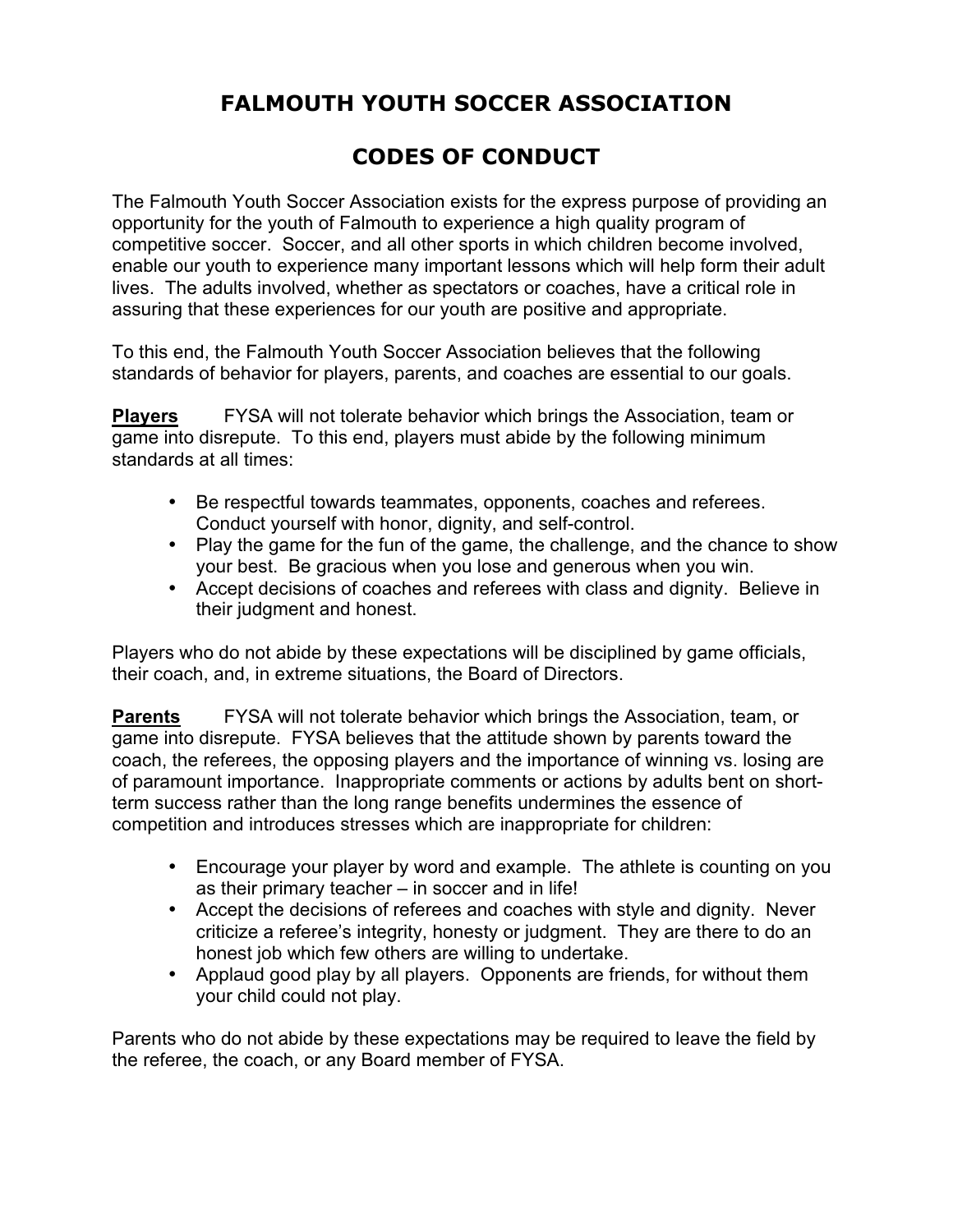# FALMOUTH YOUTH SOCCER ASSOCIATION

# CODES OF CONDUCT

The Falmouth Youth Soccer Association exists for the express purpose of providing an opportunity for the youth of Falmouth to experience a high quality program of competitive soccer. Soccer, and all other sports in which children become involved, enable our youth to experience many important lessons which will help form their adult lives. The adults involved, whether as spectators or coaches, have a critical role in assuring that these experiences for our youth are positive and appropriate.

To this end, the Falmouth Youth Soccer Association believes that the following standards of behavior for players, parents, and coaches are essential to our goals.

**Players** FYSA will not tolerate behavior which brings the Association, team or game into disrepute. To this end, players must abide by the following minimum standards at all times:

- Be respectful towards teammates, opponents, coaches and referees. Conduct yourself with honor, dignity, and self-control.
- Play the game for the fun of the game, the challenge, and the chance to show your best. Be gracious when you lose and generous when you win.
- Accept decisions of coaches and referees with class and dignity. Believe in their judgment and honest.

Players who do not abide by these expectations will be disciplined by game officials, their coach, and, in extreme situations, the Board of Directors.

**Parents** FYSA will not tolerate behavior which brings the Association, team, or game into disrepute. FYSA believes that the attitude shown by parents toward the coach, the referees, the opposing players and the importance of winning vs. losing are of paramount importance. Inappropriate comments or actions by adults bent on short-term success rather than the long range benefits undermines the essence of competition and introduces stresses which are inappropriate for children:

- Encourage your player by word and example. The athlete is counting on you as their primary teacher – in soccer and in life!
- Accept the decisions of referees and coaches with style and dignity. Never criticize a referee's integrity, honesty or judgment. They are there to do an honest job which few others are willing to undertake.
- Applaud good play by all players. Opponents are friends, for without them your child could not play.

Parents who do not abide by these expectations may be required to leave the field by the referee, the coach, or any Board member of FYSA.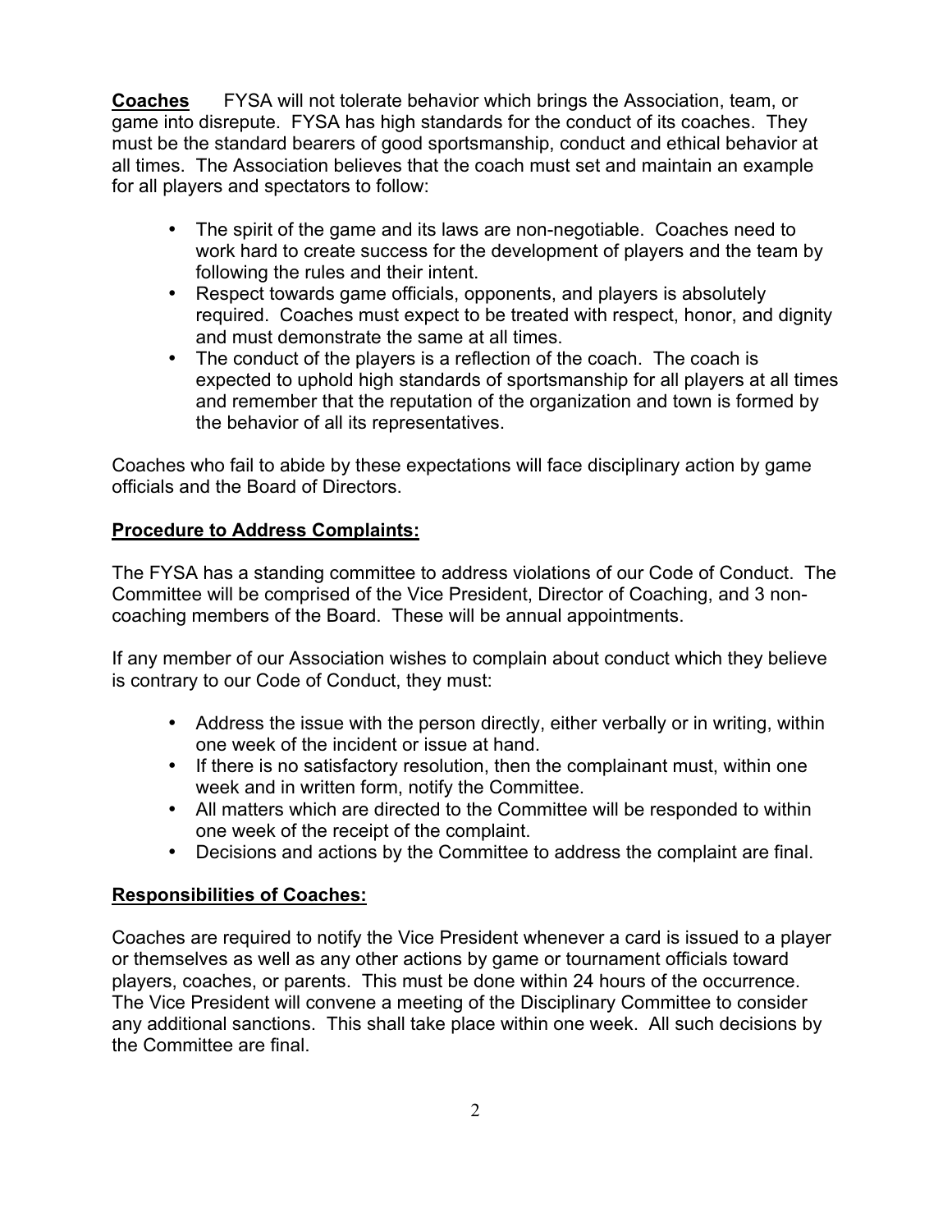**Coaches** FYSA will not tolerate behavior which brings the Association, team, or game into disrepute. FYSA has high standards for the conduct of its coaches. They must be the standard bearers of good sportsmanship, conduct and ethical behavior at all times. The Association believes that the coach must set and maintain an example for all players and spectators to follow:

- The spirit of the game and its laws are non-negotiable. Coaches need to work hard to create success for the development of players and the team by following the rules and their intent.
- Respect towards game officials, opponents, and players is absolutely required. Coaches must expect to be treated with respect, honor, and dignity and must demonstrate the same at all times.
- The conduct of the players is a reflection of the coach. The coach is expected to uphold high standards of sportsmanship for all players at all times and remember that the reputation of the organization and town is formed by the behavior of all its representatives.

Coaches who fail to abide by these expectations will face disciplinary action by game officials and the Board of Directors.

**Procedure to Address Complaints:**

The FYSA has a standing committee to address violations of our Code of Conduct. The Committee will be comprised of the Vice President, Director of Coaching, and 3 non-coaching members of the Board. These will be annual appointments.

If any member of our Association wishes to complain about conduct which they believe is contrary to our Code of Conduct, they must:

- Address the issue with the person directly, either verbally or in writing, within one week of the incident or issue at hand.
- If there is no satisfactory resolution, then the complainant must, within one week and in written form, notify the Committee.
- All matters which are directed to the Committee will be responded to within one week of the receipt of the complaint.
- Decisions and actions by the Committee to address the complaint are final.

**Responsibilities of Coaches:**

Coaches are required to notify the Vice President whenever a card is issued to a player or themselves as well as any other actions by game or tournament officials toward players, coaches, or parents. This must be done within 24 hours of the occurrence. The Vice President will convene a meeting of the Disciplinary Committee to consider any additional sanctions. This shall take place within one week. All such decisions by the Committee are final.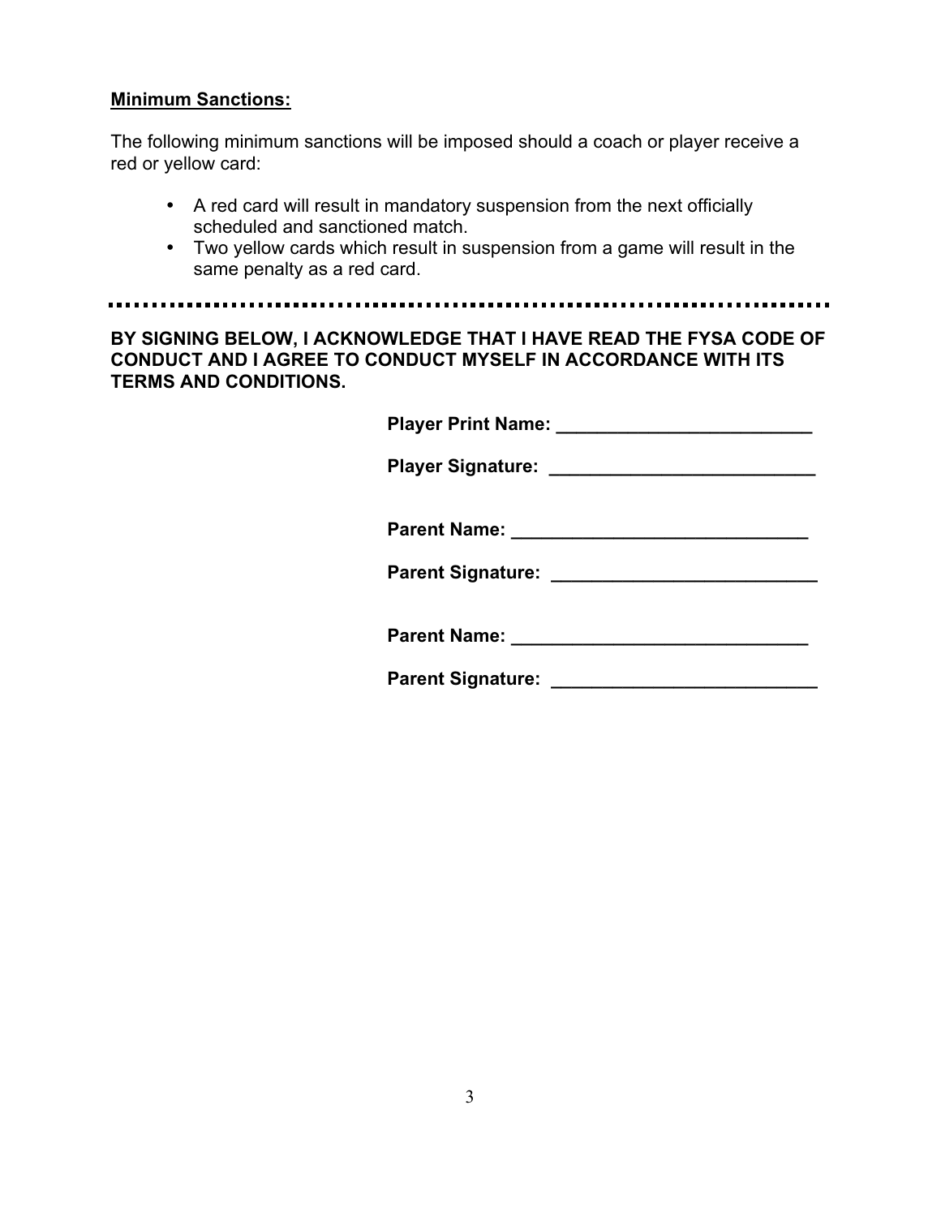**Minimum Sanctions:**

The following minimum sanctions will be imposed should a coach or player receive a red or yellow card:

- A red card will result in mandatory suspension from the next officially scheduled and sanctioned match.
- Two yellow cards which result in suspension from a game will result in the same penalty as a red card.

---

**BY SIGNING BELOW, I ACKNOWLEDGE THAT I HAVE READ THE FYSA CODE OF CONDUCT AND I AGREE TO CONDUCT MYSELF IN ACCORDANCE WITH ITS TERMS AND CONDITIONS.**

**Player Print Name:** ___________________________

**Player Signature:** ____________________________

**Parent Name:** _______________________________

**Parent Signature:** ____________________________

**Parent Name:** _______________________________

**Parent Signature:** ____________________________